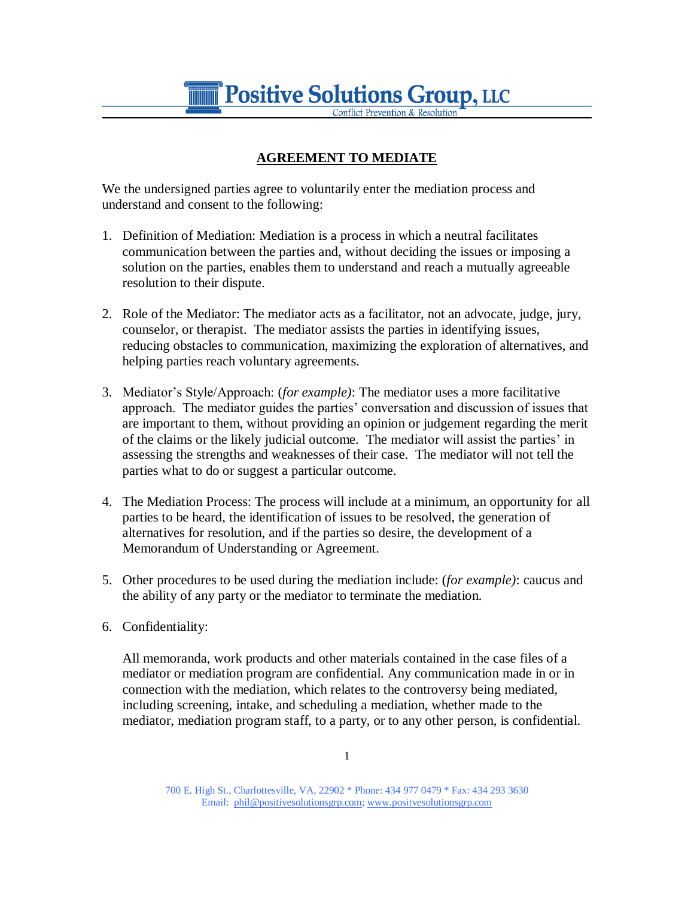Positive Solutions Group, LLC
Conflict Prevention & Resolution

## AGREEMENT TO MEDIATE

We the undersigned parties agree to voluntarily enter the mediation process and understand and consent to the following:

1. Definition of Mediation: Mediation is a process in which a neutral facilitates communication between the parties and, without deciding the issues or imposing a solution on the parties, enables them to understand and reach a mutually agreeable resolution to their dispute.

2. Role of the Mediator: The mediator acts as a facilitator, not an advocate, judge, jury, counselor, or therapist. The mediator assists the parties in identifying issues, reducing obstacles to communication, maximizing the exploration of alternatives, and helping parties reach voluntary agreements.

3. Mediator's Style/Approach: (*for example)*: The mediator uses a more facilitative approach. The mediator guides the parties' conversation and discussion of issues that are important to them, without providing an opinion or judgement regarding the merit of the claims or the likely judicial outcome. The mediator will assist the parties' in assessing the strengths and weaknesses of their case. The mediator will not tell the parties what to do or suggest a particular outcome.

4. The Mediation Process: The process will include at a minimum, an opportunity for all parties to be heard, the identification of issues to be resolved, the generation of alternatives for resolution, and if the parties so desire, the development of a Memorandum of Understanding or Agreement.

5. Other procedures to be used during the mediation include: (*for example)*: caucus and the ability of any party or the mediator to terminate the mediation.

6. Confidentiality:

   All memoranda, work products and other materials contained in the case files of a mediator or mediation program are confidential. Any communication made in or in connection with the mediation, which relates to the controversy being mediated, including screening, intake, and scheduling a mediation, whether made to the mediator, mediation program staff, to a party, or to any other person, is confidential.

700 E. High St., Charlottesville, VA, 22902 * Phone: 434 977 0479 * Fax: 434 293 3630
Email: phil@positivesolutionsgrp.com; www.positvesolutionsgrp.com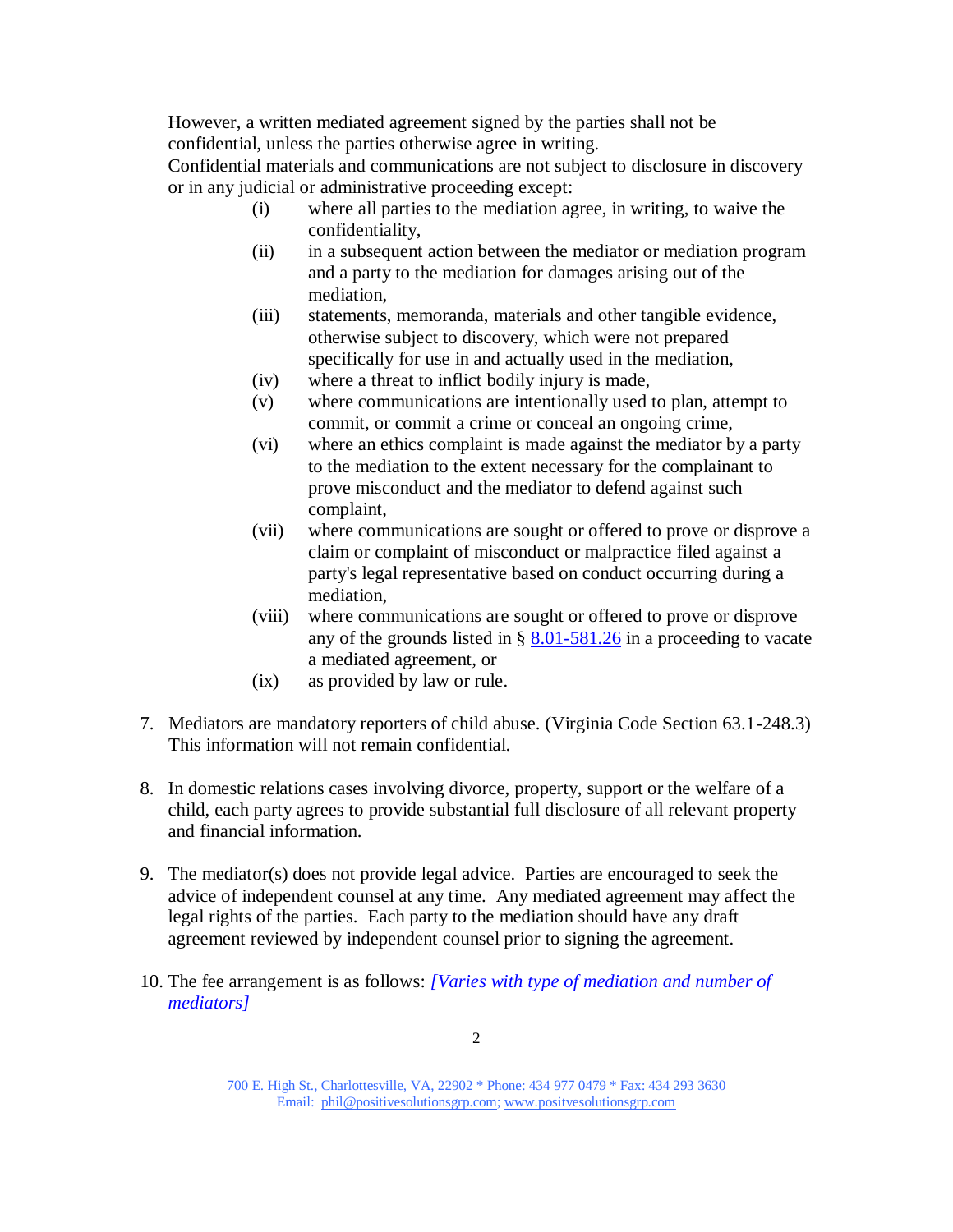However, a written mediated agreement signed by the parties shall not be confidential, unless the parties otherwise agree in writing.
Confidential materials and communications are not subject to disclosure in discovery or in any judicial or administrative proceeding except:

(i) where all parties to the mediation agree, in writing, to waive the confidentiality,
(ii) in a subsequent action between the mediator or mediation program and a party to the mediation for damages arising out of the mediation,
(iii) statements, memoranda, materials and other tangible evidence, otherwise subject to discovery, which were not prepared specifically for use in and actually used in the mediation,
(iv) where a threat to inflict bodily injury is made,
(v) where communications are intentionally used to plan, attempt to commit, or commit a crime or conceal an ongoing crime,
(vi) where an ethics complaint is made against the mediator by a party to the mediation to the extent necessary for the complainant to prove misconduct and the mediator to defend against such complaint,
(vii) where communications are sought or offered to prove or disprove a claim or complaint of misconduct or malpractice filed against a party's legal representative based on conduct occurring during a mediation,
(viii) where communications are sought or offered to prove or disprove any of the grounds listed in § [8.01-581.26](8.01-581.26) in a proceeding to vacate a mediated agreement, or
(ix) as provided by law or rule.

7. Mediators are mandatory reporters of child abuse. (Virginia Code Section 63.1-248.3) This information will not remain confidential.

8. In domestic relations cases involving divorce, property, support or the welfare of a child, each party agrees to provide substantial full disclosure of all relevant property and financial information.

9. The mediator(s) does not provide legal advice. Parties are encouraged to seek the advice of independent counsel at any time. Any mediated agreement may affect the legal rights of the parties. Each party to the mediation should have any draft agreement reviewed by independent counsel prior to signing the agreement.

10. The fee arrangement is as follows: *[Varies with type of mediation and number of mediators]*

700 E. High St., Charlottesville, VA, 22902 * Phone: 434 977 0479 * Fax: 434 293 3630
Email: phil@positivesolutionsgrp.com; www.positvesolutionsgrp.com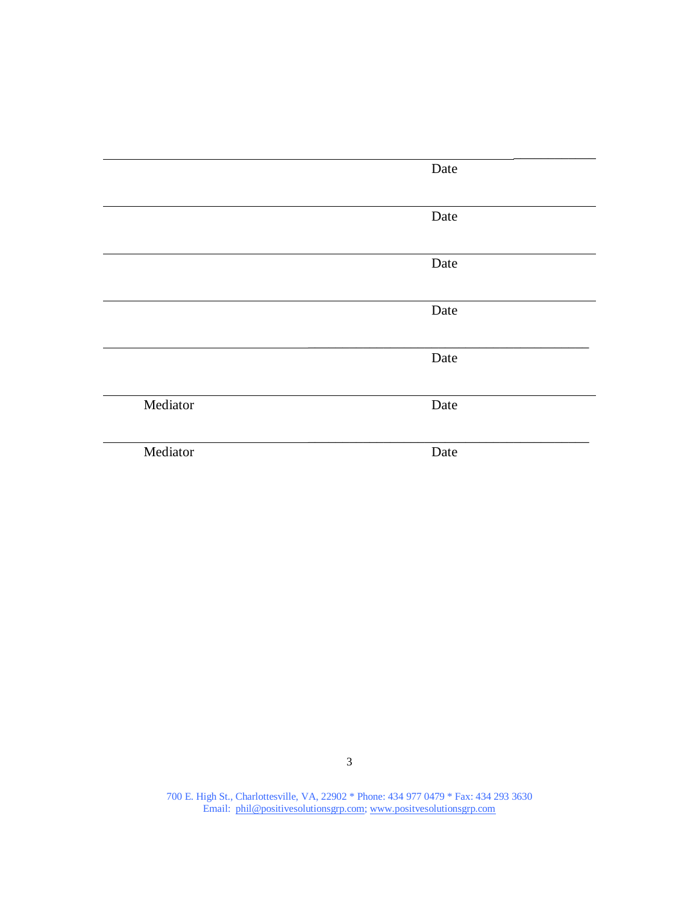\_\_\_\_\_\_\_\_\_\_\_\_\_\_\_\_\_\_\_\_\_\_\_\_\_\_\_\_\_\_\_\_\_\_\_\_\_\_\_\_\_\_\_\_\_\_\_\_\_\_\_\_\_\_\_\_\_\_\_\_\_\_\_\_\_\_\_\_
Date

\_\_\_\_\_\_\_\_\_\_\_\_\_\_\_\_\_\_\_\_\_\_\_\_\_\_\_\_\_\_\_\_\_\_\_\_\_\_\_\_\_\_\_\_\_\_\_\_\_\_\_\_\_\_\_\_\_\_\_\_\_\_\_\_\_\_\_\_
Date

\_\_\_\_\_\_\_\_\_\_\_\_\_\_\_\_\_\_\_\_\_\_\_\_\_\_\_\_\_\_\_\_\_\_\_\_\_\_\_\_\_\_\_\_\_\_\_\_\_\_\_\_\_\_\_\_\_\_\_\_\_\_\_\_\_\_\_\_
Date

\_\_\_\_\_\_\_\_\_\_\_\_\_\_\_\_\_\_\_\_\_\_\_\_\_\_\_\_\_\_\_\_\_\_\_\_\_\_\_\_\_\_\_\_\_\_\_\_\_\_\_\_\_\_\_\_\_\_\_\_\_\_\_\_\_\_\_\_
Date

\_\_\_\_\_\_\_\_\_\_\_\_\_\_\_\_\_\_\_\_\_\_\_\_\_\_\_\_\_\_\_\_\_\_\_\_\_\_\_\_\_\_\_\_\_\_\_\_\_\_\_\_\_\_\_\_\_\_\_\_\_\_\_\_\_\_\_\_
Date

\_\_\_\_\_\_\_\_\_\_\_\_\_\_\_\_\_\_\_\_\_\_\_\_\_\_\_\_\_\_\_\_\_\_\_\_\_\_\_\_\_\_\_\_\_\_\_\_\_\_\_\_\_\_\_\_\_\_\_\_\_\_\_\_\_\_\_\_
Mediator Date

\_\_\_\_\_\_\_\_\_\_\_\_\_\_\_\_\_\_\_\_\_\_\_\_\_\_\_\_\_\_\_\_\_\_\_\_\_\_\_\_\_\_\_\_\_\_\_\_\_\_\_\_\_\_\_\_\_\_\_\_\_\_\_\_\_\_\_\_
Mediator Date

700 E. High St., Charlottesville, VA, 22902 * Phone: 434 977 0479 * Fax: 434 293 3630
Email: phil@positivesolutionsgrp.com; www.positvesolutionsgrp.com